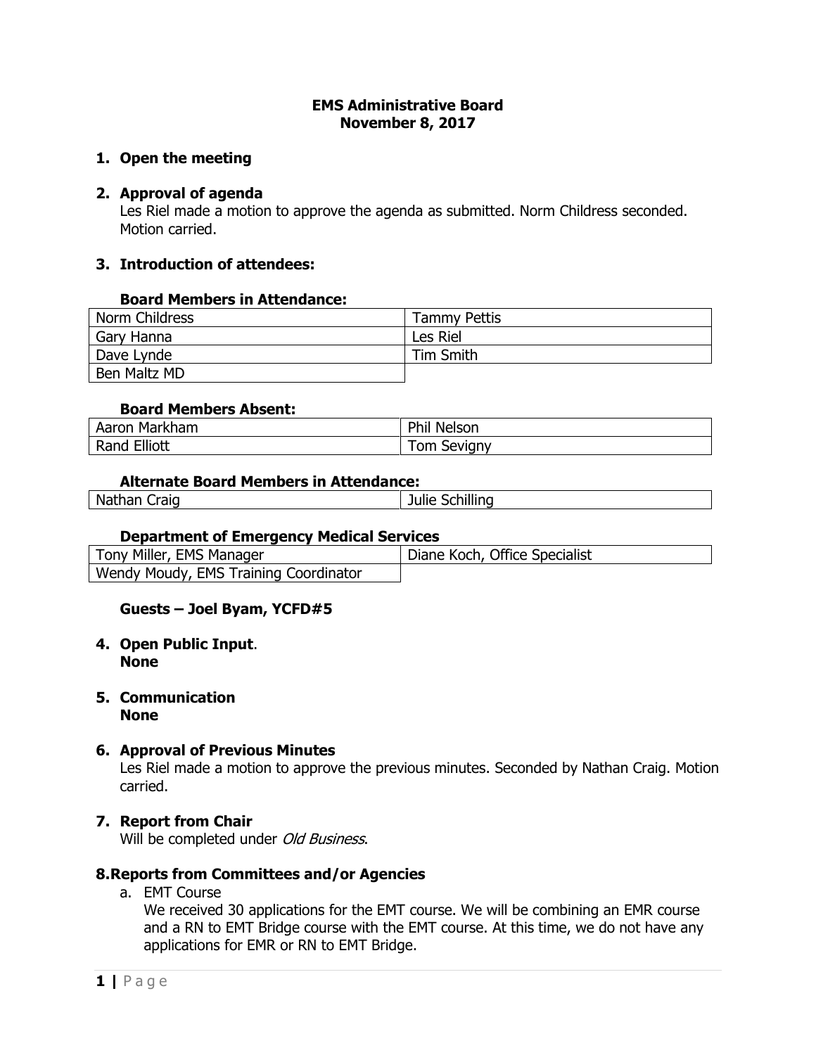# EMS Administrative Board
# November 8, 2017

**1. Open the meeting**

**2. Approval of agenda**

Les Riel made a motion to approve the agenda as submitted. Norm Childress seconded. Motion carried.

**3. Introduction of attendees:**

**Board Members in Attendance:**

| | |
|---|---|
| Norm Childress | Tammy Pettis |
| Gary Hanna | Les Riel |
| Dave Lynde | Tim Smith |
| Ben Maltz MD | |

**Board Members Absent:**

| | |
|---|---|
| Aaron Markham | Phil Nelson |
| Rand Elliott | Tom Sevigny |

**Alternate Board Members in Attendance:**

| | |
|---|---|
| Nathan Craig | Julie Schilling |

**Department of Emergency Medical Services**

| | |
|---|---|
| Tony Miller, EMS Manager | Diane Koch, Office Specialist |
| Wendy Moudy, EMS Training Coordinator | |

**Guests – Joel Byam, YCFD#5**

**4. Open Public Input.**
**None**

**5. Communication**
**None**

**6. Approval of Previous Minutes**

Les Riel made a motion to approve the previous minutes. Seconded by Nathan Craig. Motion carried.

**7. Report from Chair**

Will be completed under *Old Business*.

**8. Reports from Committees and/or Agencies**

a. EMT Course

We received 30 applications for the EMT course. We will be combining an EMR course and a RN to EMT Bridge course with the EMT course. At this time, we do not have any applications for EMR or RN to EMT Bridge.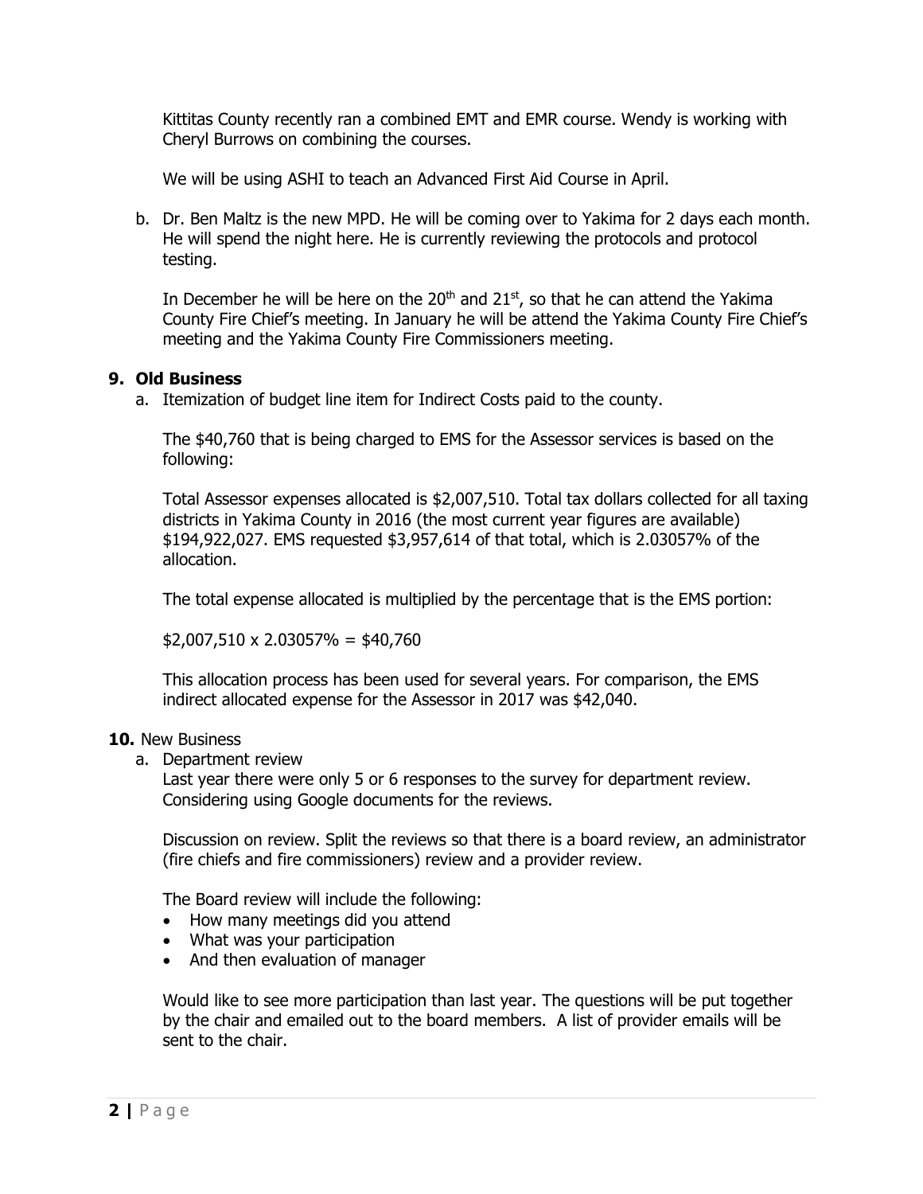Kittitas County recently ran a combined EMT and EMR course. Wendy is working with Cheryl Burrows on combining the courses.

We will be using ASHI to teach an Advanced First Aid Course in April.

b. Dr. Ben Maltz is the new MPD. He will be coming over to Yakima for 2 days each month. He will spend the night here. He is currently reviewing the protocols and protocol testing.

In December he will be here on the 20th and 21st, so that he can attend the Yakima County Fire Chief's meeting. In January he will be attend the Yakima County Fire Chief's meeting and the Yakima County Fire Commissioners meeting.

**9. Old Business**

a. Itemization of budget line item for Indirect Costs paid to the county.

The $40,760 that is being charged to EMS for the Assessor services is based on the following:

Total Assessor expenses allocated is $2,007,510. Total tax dollars collected for all taxing districts in Yakima County in 2016 (the most current year figures are available) $194,922,027. EMS requested $3,957,614 of that total, which is 2.03057% of the allocation.

The total expense allocated is multiplied by the percentage that is the EMS portion:

$2,007,510 x 2.03057% = $40,760

This allocation process has been used for several years. For comparison, the EMS indirect allocated expense for the Assessor in 2017 was $42,040.

**10.** New Business

a. Department review

Last year there were only 5 or 6 responses to the survey for department review. Considering using Google documents for the reviews.

Discussion on review. Split the reviews so that there is a board review, an administrator (fire chiefs and fire commissioners) review and a provider review.

The Board review will include the following:

- How many meetings did you attend
- What was your participation
- And then evaluation of manager

Would like to see more participation than last year. The questions will be put together by the chair and emailed out to the board members. A list of provider emails will be sent to the chair.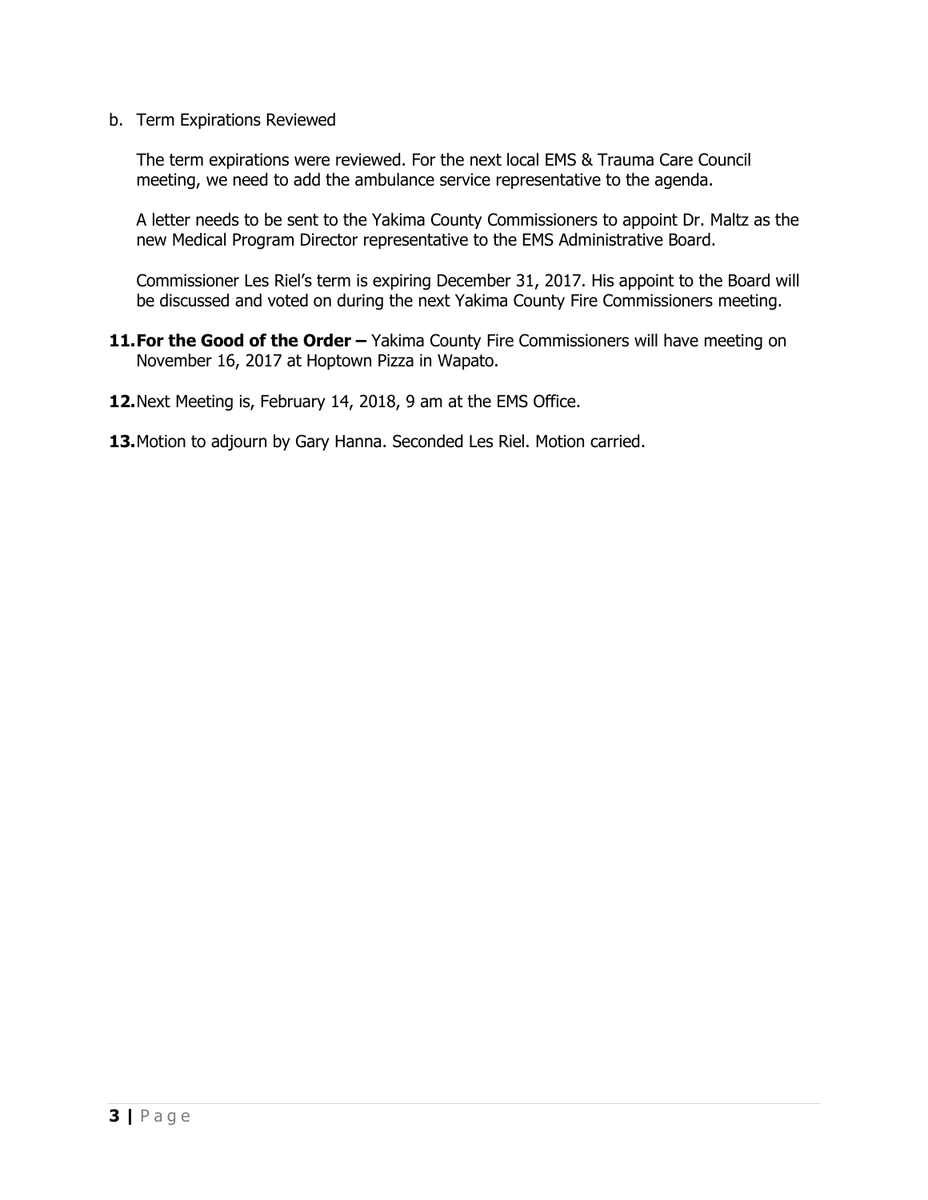b. Term Expirations Reviewed

   The term expirations were reviewed. For the next local EMS & Trauma Care Council meeting, we need to add the ambulance service representative to the agenda.

   A letter needs to be sent to the Yakima County Commissioners to appoint Dr. Maltz as the new Medical Program Director representative to the EMS Administrative Board.

   Commissioner Les Riel's term is expiring December 31, 2017. His appoint to the Board will be discussed and voted on during the next Yakima County Fire Commissioners meeting.

11. **For the Good of the Order –** Yakima County Fire Commissioners will have meeting on November 16, 2017 at Hoptown Pizza in Wapato.

12. Next Meeting is, February 14, 2018, 9 am at the EMS Office.

13. Motion to adjourn by Gary Hanna. Seconded Les Riel. Motion carried.